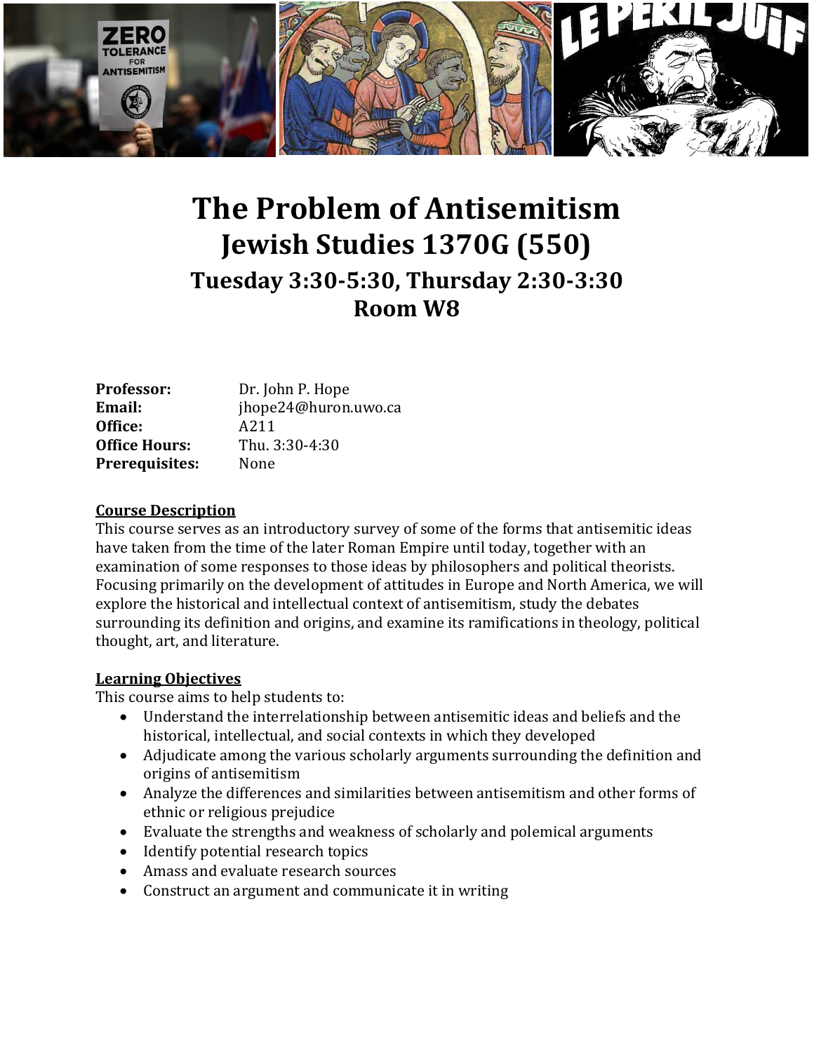# The Problem of Antisemitism

## Jewish Studies 1370G (550)

### Tuesday 3:30-5:30, Thursday 2:30-3:30

### Room W8

**Professor:** Dr. John P. Hope
**Email:** jhope24@huron.uwo.ca
**Office:** A211
**Office Hours:** Thu. 3:30-4:30
**Prerequisites:** None

**Course Description**

This course serves as an introductory survey of some of the forms that antisemitic ideas have taken from the time of the later Roman Empire until today, together with an examination of some responses to those ideas by philosophers and political theorists. Focusing primarily on the development of attitudes in Europe and North America, we will explore the historical and intellectual context of antisemitism, study the debates surrounding its definition and origins, and examine its ramifications in theology, political thought, art, and literature.

**Learning Objectives**

This course aims to help students to:

- Understand the interrelationship between antisemitic ideas and beliefs and the historical, intellectual, and social contexts in which they developed
- Adjudicate among the various scholarly arguments surrounding the definition and origins of antisemitism
- Analyze the differences and similarities between antisemitism and other forms of ethnic or religious prejudice
- Evaluate the strengths and weakness of scholarly and polemical arguments
- Identify potential research topics
- Amass and evaluate research sources
- Construct an argument and communicate it in writing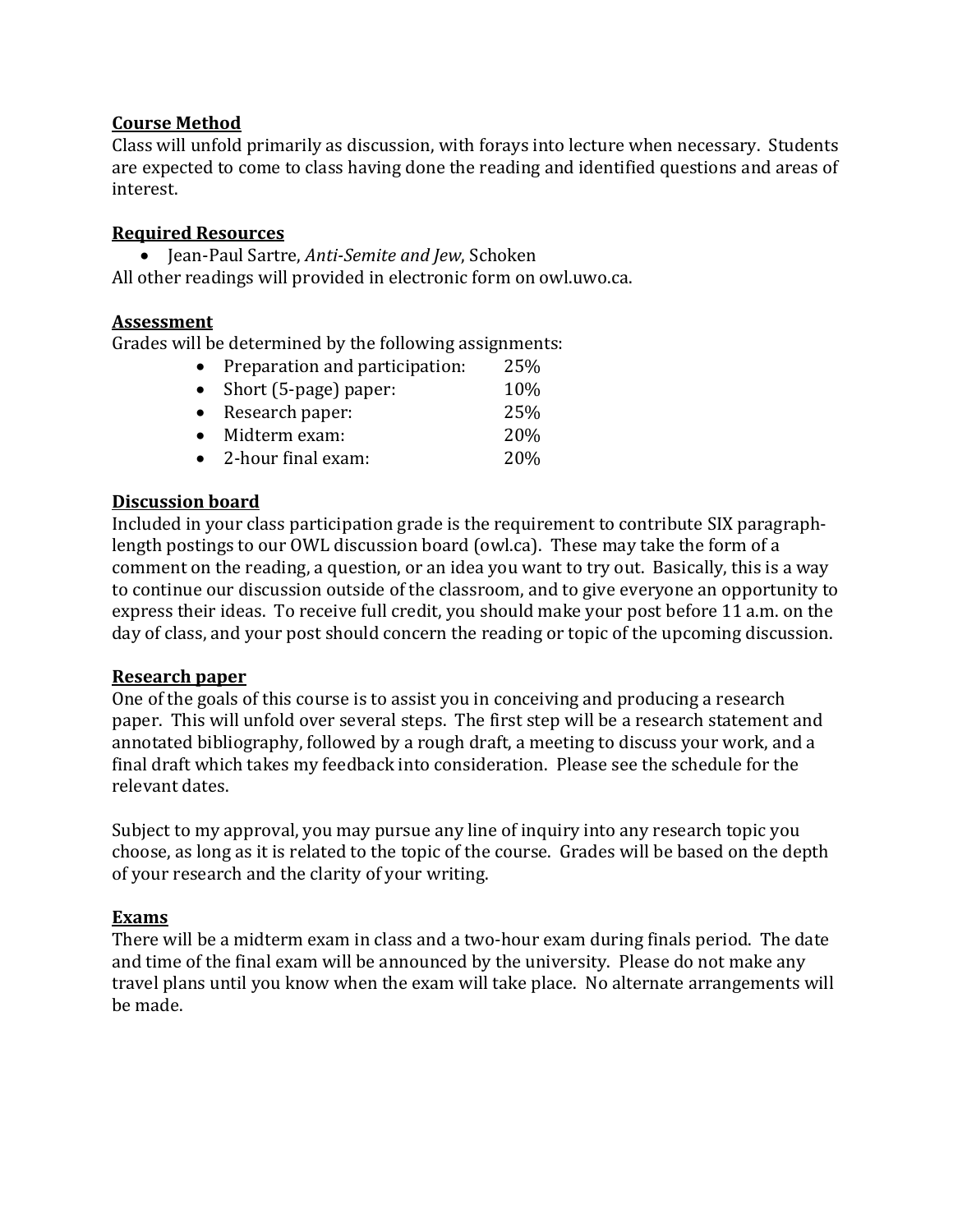**Course Method**
Class will unfold primarily as discussion, with forays into lecture when necessary. Students are expected to come to class having done the reading and identified questions and areas of interest.

**Required Resources**

- Jean-Paul Sartre, *Anti-Semite and Jew*, Schoken

All other readings will provided in electronic form on owl.uwo.ca.

**Assessment**
Grades will be determined by the following assignments:

- Preparation and participation: 25%
- Short (5-page) paper: 10%
- Research paper: 25%
- Midterm exam: 20%
- 2-hour final exam: 20%

**Discussion board**
Included in your class participation grade is the requirement to contribute SIX paragraph-length postings to our OWL discussion board (owl.ca). These may take the form of a comment on the reading, a question, or an idea you want to try out. Basically, this is a way to continue our discussion outside of the classroom, and to give everyone an opportunity to express their ideas. To receive full credit, you should make your post before 11 a.m. on the day of class, and your post should concern the reading or topic of the upcoming discussion.

**Research paper**
One of the goals of this course is to assist you in conceiving and producing a research paper. This will unfold over several steps. The first step will be a research statement and annotated bibliography, followed by a rough draft, a meeting to discuss your work, and a final draft which takes my feedback into consideration. Please see the schedule for the relevant dates.

Subject to my approval, you may pursue any line of inquiry into any research topic you choose, as long as it is related to the topic of the course. Grades will be based on the depth of your research and the clarity of your writing.

**Exams**
There will be a midterm exam in class and a two-hour exam during finals period. The date and time of the final exam will be announced by the university. Please do not make any travel plans until you know when the exam will take place. No alternate arrangements will be made.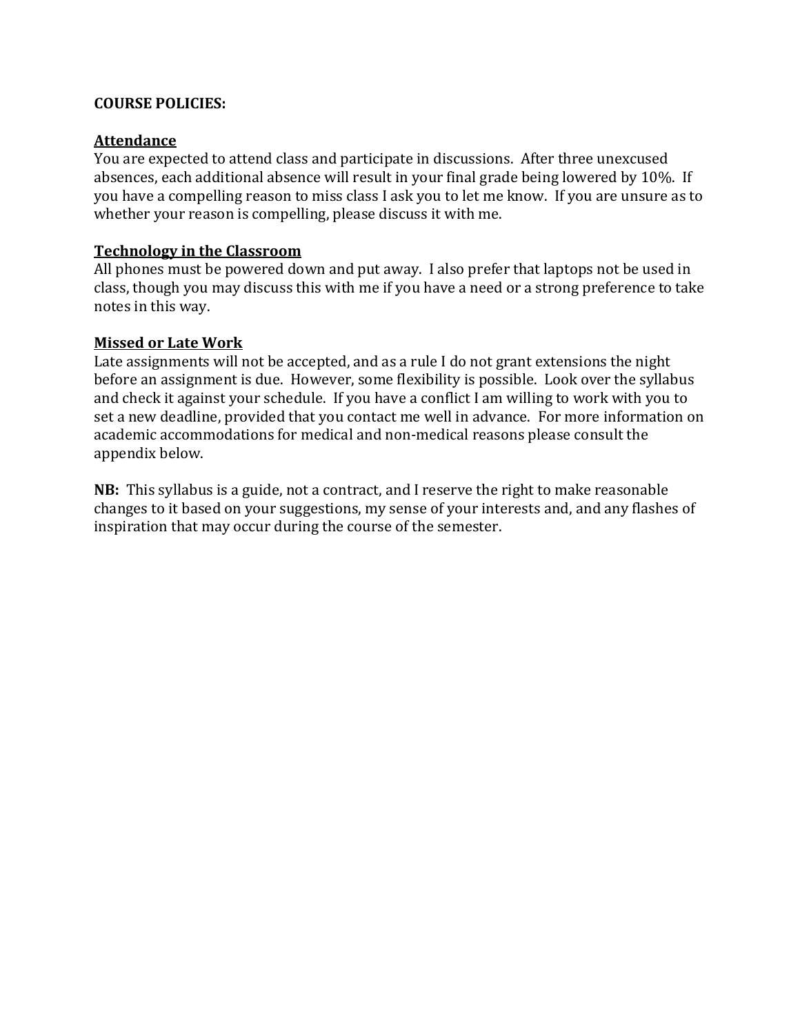**COURSE POLICIES:**

**<u>Attendance</u>**

You are expected to attend class and participate in discussions. After three unexcused absences, each additional absence will result in your final grade being lowered by 10%. If you have a compelling reason to miss class I ask you to let me know. If you are unsure as to whether your reason is compelling, please discuss it with me.

**<u>Technology in the Classroom</u>**

All phones must be powered down and put away. I also prefer that laptops not be used in class, though you may discuss this with me if you have a need or a strong preference to take notes in this way.

**<u>Missed or Late Work</u>**

Late assignments will not be accepted, and as a rule I do not grant extensions the night before an assignment is due. However, some flexibility is possible. Look over the syllabus and check it against your schedule. If you have a conflict I am willing to work with you to set a new deadline, provided that you contact me well in advance. For more information on academic accommodations for medical and non-medical reasons please consult the appendix below.

**NB:** This syllabus is a guide, not a contract, and I reserve the right to make reasonable changes to it based on your suggestions, my sense of your interests and, and any flashes of inspiration that may occur during the course of the semester.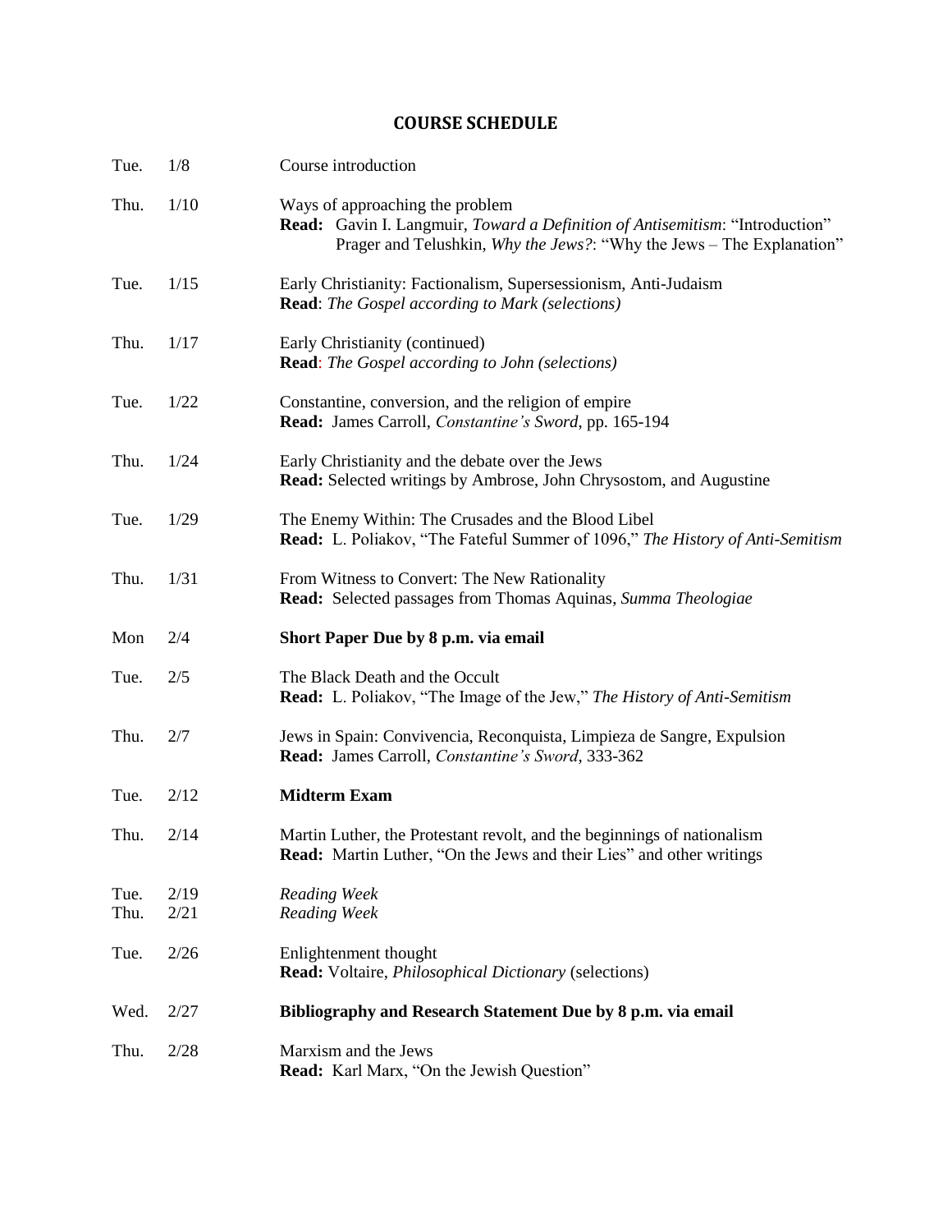## COURSE SCHEDULE

| | | |
|---|---|---|
| Tue. | 1/8 | Course introduction |
| Thu. | 1/10 | Ways of approaching the problem<br>**Read:** Gavin I. Langmuir, *Toward a Definition of Antisemitism*: "Introduction"<br>Prager and Telushkin, *Why the Jews?*: "Why the Jews – The Explanation" |
| Tue. | 1/15 | Early Christianity: Factionalism, Supersessionism, Anti-Judaism<br>**Read**: *The Gospel according to Mark (selections)* |
| Thu. | 1/17 | Early Christianity (continued)<br>**Read**: *The Gospel according to John (selections)* |
| Tue. | 1/22 | Constantine, conversion, and the religion of empire<br>**Read:** James Carroll, *Constantine's Sword*, pp. 165-194 |
| Thu. | 1/24 | Early Christianity and the debate over the Jews<br>**Read:** Selected writings by Ambrose, John Chrysostom, and Augustine |
| Tue. | 1/29 | The Enemy Within: The Crusades and the Blood Libel<br>**Read:** L. Poliakov, "The Fateful Summer of 1096," *The History of Anti-Semitism* |
| Thu. | 1/31 | From Witness to Convert: The New Rationality<br>**Read:** Selected passages from Thomas Aquinas, *Summa Theologiae* |
| Mon | 2/4 | **Short Paper Due by 8 p.m. via email** |
| Tue. | 2/5 | The Black Death and the Occult<br>**Read:** L. Poliakov, "The Image of the Jew," *The History of Anti-Semitism* |
| Thu. | 2/7 | Jews in Spain: Convivencia, Reconquista, Limpieza de Sangre, Expulsion<br>**Read:** James Carroll, *Constantine's Sword*, 333-362 |
| Tue. | 2/12 | **Midterm Exam** |
| Thu. | 2/14 | Martin Luther, the Protestant revolt, and the beginnings of nationalism<br>**Read:** Martin Luther, "On the Jews and their Lies" and other writings |
| Tue. | 2/19 | *Reading Week* |
| Thu. | 2/21 | *Reading Week* |
| Tue. | 2/26 | Enlightenment thought<br>**Read:** Voltaire, *Philosophical Dictionary* (selections) |
| Wed. | 2/27 | **Bibliography and Research Statement Due by 8 p.m. via email** |
| Thu. | 2/28 | Marxism and the Jews<br>**Read:** Karl Marx, "On the Jewish Question" |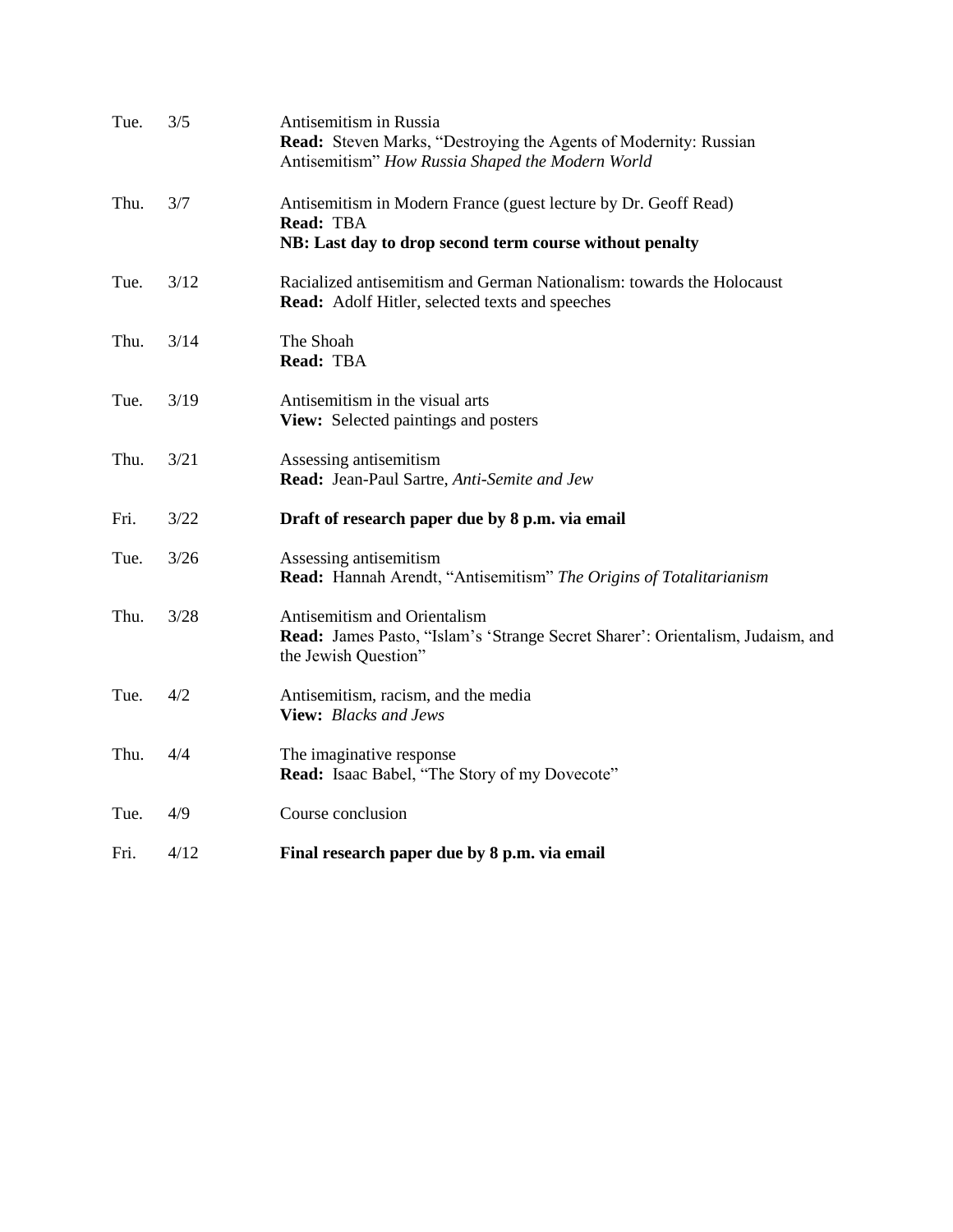| | | |
|---|---|---|
| Tue. | 3/5 | Antisemitism in Russia<br>**Read:** Steven Marks, "Destroying the Agents of Modernity: Russian Antisemitism" *How Russia Shaped the Modern World* |
| Thu. | 3/7 | Antisemitism in Modern France (guest lecture by Dr. Geoff Read)<br>**Read:** TBA<br>**NB: Last day to drop second term course without penalty** |
| Tue. | 3/12 | Racialized antisemitism and German Nationalism: towards the Holocaust<br>**Read:** Adolf Hitler, selected texts and speeches |
| Thu. | 3/14 | The Shoah<br>**Read:** TBA |
| Tue. | 3/19 | Antisemitism in the visual arts<br>**View:** Selected paintings and posters |
| Thu. | 3/21 | Assessing antisemitism<br>**Read:** Jean-Paul Sartre, *Anti-Semite and Jew* |
| Fri. | 3/22 | **Draft of research paper due by 8 p.m. via email** |
| Tue. | 3/26 | Assessing antisemitism<br>**Read:** Hannah Arendt, "Antisemitism" *The Origins of Totalitarianism* |
| Thu. | 3/28 | Antisemitism and Orientalism<br>**Read:** James Pasto, "Islam's 'Strange Secret Sharer': Orientalism, Judaism, and the Jewish Question" |
| Tue. | 4/2 | Antisemitism, racism, and the media<br>**View:** *Blacks and Jews* |
| Thu. | 4/4 | The imaginative response<br>**Read:** Isaac Babel, "The Story of my Dovecote" |
| Tue. | 4/9 | Course conclusion |
| Fri. | 4/12 | **Final research paper due by 8 p.m. via email** |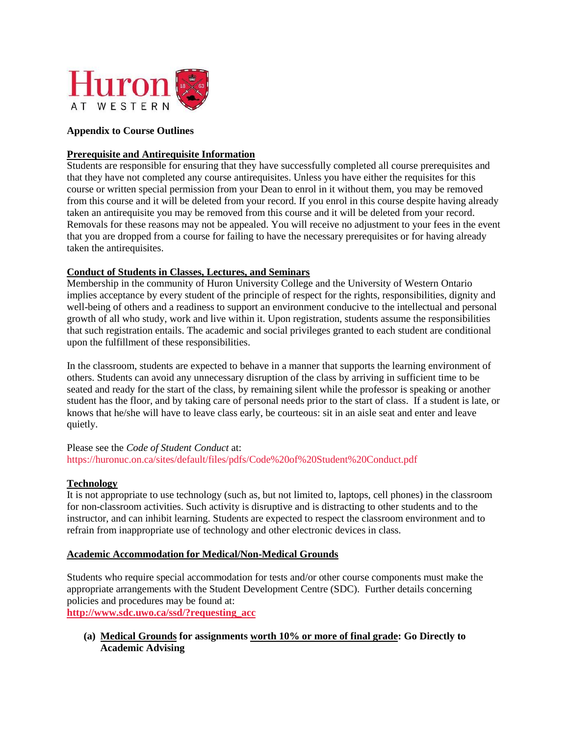**Appendix to Course Outlines**

**Prerequisite and Antirequisite Information**

Students are responsible for ensuring that they have successfully completed all course prerequisites and that they have not completed any course antirequisites. Unless you have either the requisites for this course or written special permission from your Dean to enrol in it without them, you may be removed from this course and it will be deleted from your record. If you enrol in this course despite having already taken an antirequisite you may be removed from this course and it will be deleted from your record. Removals for these reasons may not be appealed. You will receive no adjustment to your fees in the event that you are dropped from a course for failing to have the necessary prerequisites or for having already taken the antirequisites.

**Conduct of Students in Classes, Lectures, and Seminars**

Membership in the community of Huron University College and the University of Western Ontario implies acceptance by every student of the principle of respect for the rights, responsibilities, dignity and well-being of others and a readiness to support an environment conducive to the intellectual and personal growth of all who study, work and live within it. Upon registration, students assume the responsibilities that such registration entails. The academic and social privileges granted to each student are conditional upon the fulfillment of these responsibilities.

In the classroom, students are expected to behave in a manner that supports the learning environment of others. Students can avoid any unnecessary disruption of the class by arriving in sufficient time to be seated and ready for the start of the class, by remaining silent while the professor is speaking or another student has the floor, and by taking care of personal needs prior to the start of class. If a student is late, or knows that he/she will have to leave class early, be courteous: sit in an aisle seat and enter and leave quietly.

Please see the *Code of Student Conduct* at:
https://huronuc.on.ca/sites/default/files/pdfs/Code%20of%20Student%20Conduct.pdf

**Technology**

It is not appropriate to use technology (such as, but not limited to, laptops, cell phones) in the classroom for non-classroom activities. Such activity is disruptive and is distracting to other students and to the instructor, and can inhibit learning. Students are expected to respect the classroom environment and to refrain from inappropriate use of technology and other electronic devices in class.

**Academic Accommodation for Medical/Non-Medical Grounds**

Students who require special accommodation for tests and/or other course components must make the appropriate arrangements with the Student Development Centre (SDC). Further details concerning policies and procedures may be found at:
**http://www.sdc.uwo.ca/ssd/?requesting_acc**

**(a) Medical Grounds for assignments worth 10% or more of final grade: Go Directly to Academic Advising**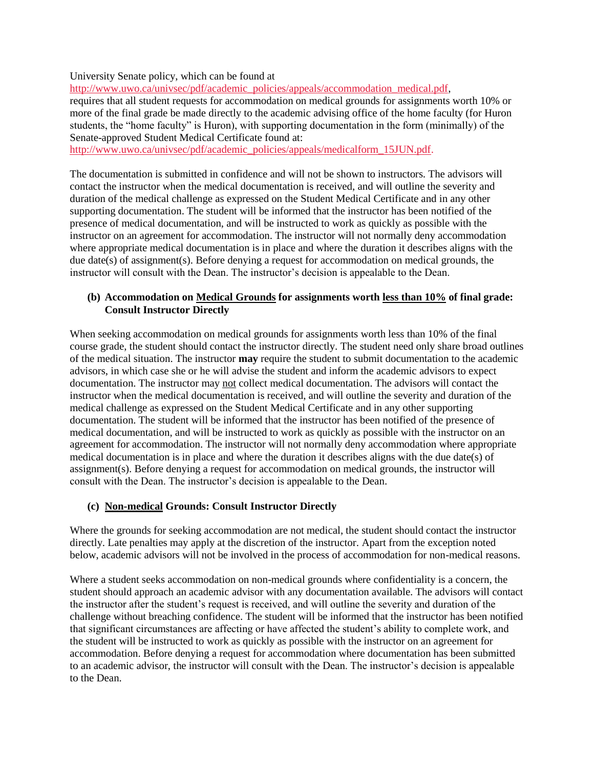University Senate policy, which can be found at http://www.uwo.ca/univsec/pdf/academic_policies/appeals/accommodation_medical.pdf, requires that all student requests for accommodation on medical grounds for assignments worth 10% or more of the final grade be made directly to the academic advising office of the home faculty (for Huron students, the "home faculty" is Huron), with supporting documentation in the form (minimally) of the Senate-approved Student Medical Certificate found at: http://www.uwo.ca/univsec/pdf/academic_policies/appeals/medicalform_15JUN.pdf.

The documentation is submitted in confidence and will not be shown to instructors. The advisors will contact the instructor when the medical documentation is received, and will outline the severity and duration of the medical challenge as expressed on the Student Medical Certificate and in any other supporting documentation. The student will be informed that the instructor has been notified of the presence of medical documentation, and will be instructed to work as quickly as possible with the instructor on an agreement for accommodation. The instructor will not normally deny accommodation where appropriate medical documentation is in place and where the duration it describes aligns with the due date(s) of assignment(s). Before denying a request for accommodation on medical grounds, the instructor will consult with the Dean. The instructor's decision is appealable to the Dean.

#### (b) Accommodation on Medical Grounds for assignments worth less than 10% of final grade: Consult Instructor Directly

When seeking accommodation on medical grounds for assignments worth less than 10% of the final course grade, the student should contact the instructor directly. The student need only share broad outlines of the medical situation. The instructor **may** require the student to submit documentation to the academic advisors, in which case she or he will advise the student and inform the academic advisors to expect documentation. The instructor may not collect medical documentation. The advisors will contact the instructor when the medical documentation is received, and will outline the severity and duration of the medical challenge as expressed on the Student Medical Certificate and in any other supporting documentation. The student will be informed that the instructor has been notified of the presence of medical documentation, and will be instructed to work as quickly as possible with the instructor on an agreement for accommodation. The instructor will not normally deny accommodation where appropriate medical documentation is in place and where the duration it describes aligns with the due date(s) of assignment(s). Before denying a request for accommodation on medical grounds, the instructor will consult with the Dean. The instructor's decision is appealable to the Dean.

#### (c) Non-medical Grounds: Consult Instructor Directly

Where the grounds for seeking accommodation are not medical, the student should contact the instructor directly. Late penalties may apply at the discretion of the instructor. Apart from the exception noted below, academic advisors will not be involved in the process of accommodation for non-medical reasons.

Where a student seeks accommodation on non-medical grounds where confidentiality is a concern, the student should approach an academic advisor with any documentation available. The advisors will contact the instructor after the student's request is received, and will outline the severity and duration of the challenge without breaching confidence. The student will be informed that the instructor has been notified that significant circumstances are affecting or have affected the student's ability to complete work, and the student will be instructed to work as quickly as possible with the instructor on an agreement for accommodation. Before denying a request for accommodation where documentation has been submitted to an academic advisor, the instructor will consult with the Dean. The instructor's decision is appealable to the Dean.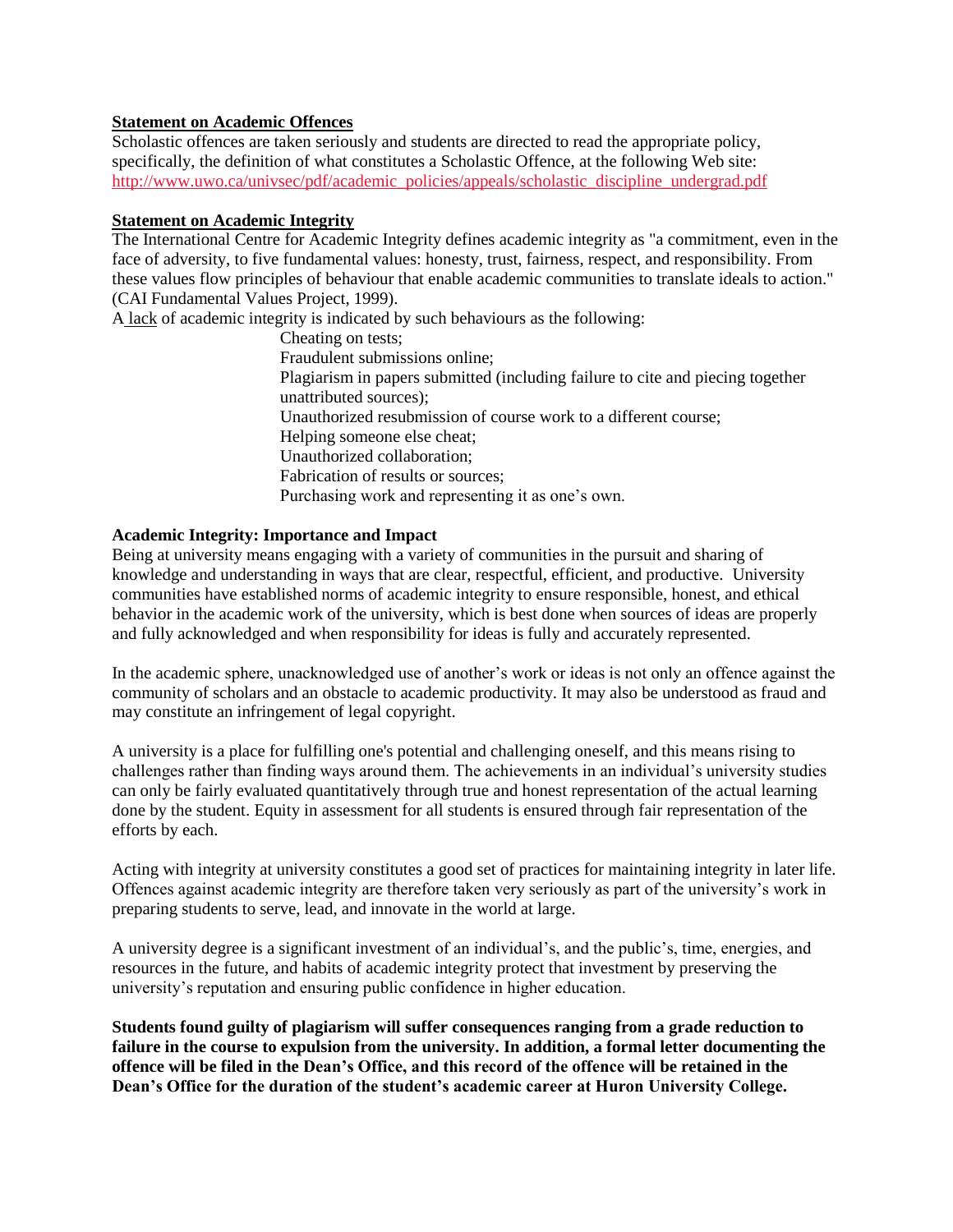**Statement on Academic Offences**

Scholastic offences are taken seriously and students are directed to read the appropriate policy, specifically, the definition of what constitutes a Scholastic Offence, at the following Web site: http://www.uwo.ca/univsec/pdf/academic_policies/appeals/scholastic_discipline_undergrad.pdf

**Statement on Academic Integrity**

The International Centre for Academic Integrity defines academic integrity as "a commitment, even in the face of adversity, to five fundamental values: honesty, trust, fairness, respect, and responsibility. From these values flow principles of behaviour that enable academic communities to translate ideals to action." (CAI Fundamental Values Project, 1999).

A lack of academic integrity is indicated by such behaviours as the following:

- Cheating on tests;
- Fraudulent submissions online;
- Plagiarism in papers submitted (including failure to cite and piecing together unattributed sources);
- Unauthorized resubmission of course work to a different course;
- Helping someone else cheat;
- Unauthorized collaboration;
- Fabrication of results or sources;
- Purchasing work and representing it as one's own.

**Academic Integrity: Importance and Impact**

Being at university means engaging with a variety of communities in the pursuit and sharing of knowledge and understanding in ways that are clear, respectful, efficient, and productive. University communities have established norms of academic integrity to ensure responsible, honest, and ethical behavior in the academic work of the university, which is best done when sources of ideas are properly and fully acknowledged and when responsibility for ideas is fully and accurately represented.

In the academic sphere, unacknowledged use of another's work or ideas is not only an offence against the community of scholars and an obstacle to academic productivity. It may also be understood as fraud and may constitute an infringement of legal copyright.

A university is a place for fulfilling one's potential and challenging oneself, and this means rising to challenges rather than finding ways around them. The achievements in an individual's university studies can only be fairly evaluated quantitatively through true and honest representation of the actual learning done by the student. Equity in assessment for all students is ensured through fair representation of the efforts by each.

Acting with integrity at university constitutes a good set of practices for maintaining integrity in later life. Offences against academic integrity are therefore taken very seriously as part of the university's work in preparing students to serve, lead, and innovate in the world at large.

A university degree is a significant investment of an individual's, and the public's, time, energies, and resources in the future, and habits of academic integrity protect that investment by preserving the university's reputation and ensuring public confidence in higher education.

**Students found guilty of plagiarism will suffer consequences ranging from a grade reduction to failure in the course to expulsion from the university. In addition, a formal letter documenting the offence will be filed in the Dean's Office, and this record of the offence will be retained in the Dean's Office for the duration of the student's academic career at Huron University College.**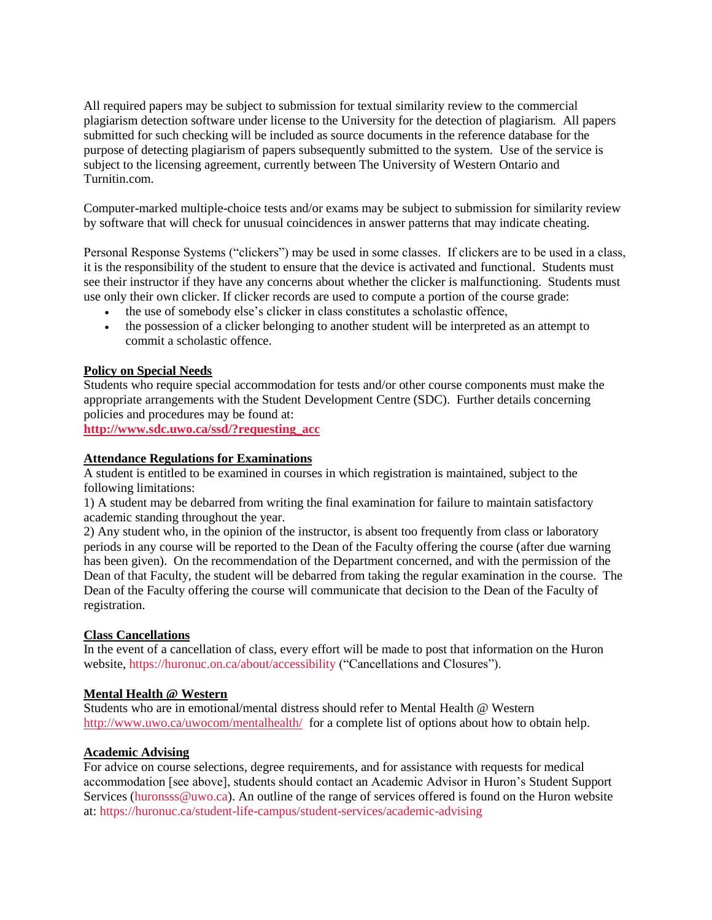All required papers may be subject to submission for textual similarity review to the commercial plagiarism detection software under license to the University for the detection of plagiarism. All papers submitted for such checking will be included as source documents in the reference database for the purpose of detecting plagiarism of papers subsequently submitted to the system. Use of the service is subject to the licensing agreement, currently between The University of Western Ontario and Turnitin.com.

Computer-marked multiple-choice tests and/or exams may be subject to submission for similarity review by software that will check for unusual coincidences in answer patterns that may indicate cheating.

Personal Response Systems ("clickers") may be used in some classes. If clickers are to be used in a class, it is the responsibility of the student to ensure that the device is activated and functional. Students must see their instructor if they have any concerns about whether the clicker is malfunctioning. Students must use only their own clicker. If clicker records are used to compute a portion of the course grade:

- the use of somebody else's clicker in class constitutes a scholastic offence,
- the possession of a clicker belonging to another student will be interpreted as an attempt to commit a scholastic offence.

**Policy on Special Needs**

Students who require special accommodation for tests and/or other course components must make the appropriate arrangements with the Student Development Centre (SDC). Further details concerning policies and procedures may be found at:
**http://www.sdc.uwo.ca/ssd/?requesting_acc**

**Attendance Regulations for Examinations**

A student is entitled to be examined in courses in which registration is maintained, subject to the following limitations:

1) A student may be debarred from writing the final examination for failure to maintain satisfactory academic standing throughout the year.
2) Any student who, in the opinion of the instructor, is absent too frequently from class or laboratory periods in any course will be reported to the Dean of the Faculty offering the course (after due warning has been given). On the recommendation of the Department concerned, and with the permission of the Dean of that Faculty, the student will be debarred from taking the regular examination in the course. The Dean of the Faculty offering the course will communicate that decision to the Dean of the Faculty of registration.

**Class Cancellations**

In the event of a cancellation of class, every effort will be made to post that information on the Huron website, https://huronuc.on.ca/about/accessibility ("Cancellations and Closures").

**Mental Health @ Western**

Students who are in emotional/mental distress should refer to Mental Health @ Western http://www.uwo.ca/uwocom/mentalhealth/ for a complete list of options about how to obtain help.

**Academic Advising**

For advice on course selections, degree requirements, and for assistance with requests for medical accommodation [see above], students should contact an Academic Advisor in Huron's Student Support Services (huronsss@uwo.ca). An outline of the range of services offered is found on the Huron website at: https://huronuc.ca/student-life-campus/student-services/academic-advising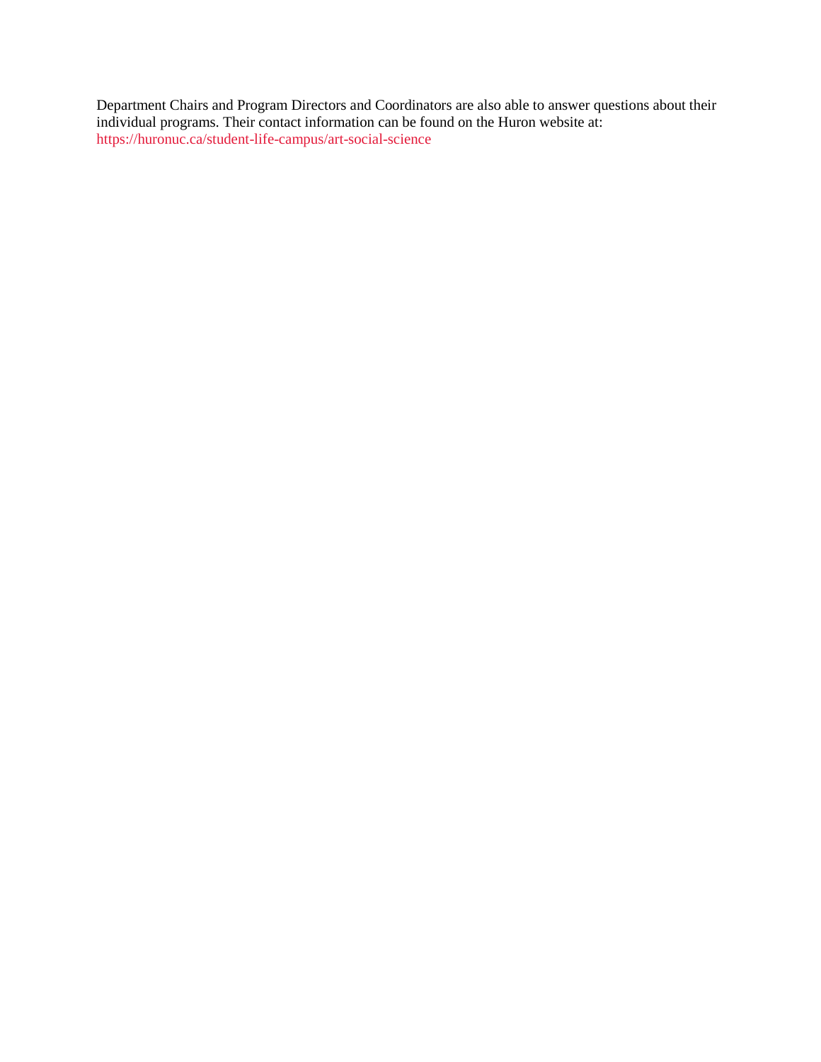Department Chairs and Program Directors and Coordinators are also able to answer questions about their individual programs. Their contact information can be found on the Huron website at: https://huronuc.ca/student-life-campus/art-social-science